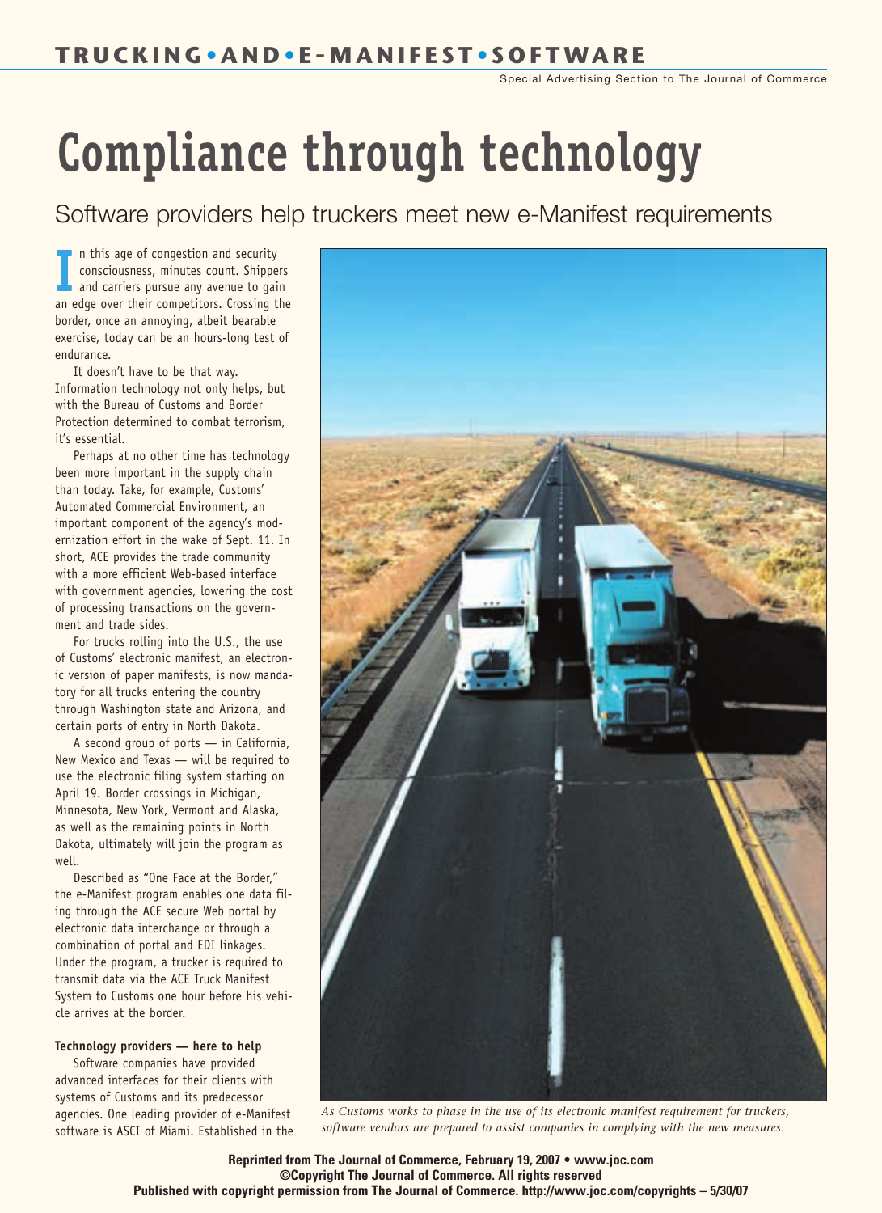# TRUCKING • AND • E-MANIFEST • SOFTWARE

Special Advertising Section to The Journal of Commerce

# Compliance through technology

## Software providers help truckers meet new e-Manifest requirements

In this age of congestion and security consciousness, minutes count. Shippers and carriers pursue any avenue to gain an edge over their competitors. Crossing the border, once an annoying, albeit bearable exercise, today can be an hours-long test of endurance.

It doesn't have to be that way. Information technology not only helps, but with the Bureau of Customs and Border Protection determined to combat terrorism, it's essential.

Perhaps at no other time has technology been more important in the supply chain than today. Take, for example, Customs' Automated Commercial Environment, an important component of the agency's modernization effort in the wake of Sept. 11. In short, ACE provides the trade community with a more efficient Web-based interface with government agencies, lowering the cost of processing transactions on the government and trade sides.

For trucks rolling into the U.S., the use of Customs' electronic manifest, an electronic version of paper manifests, is now mandatory for all trucks entering the country through Washington state and Arizona, and certain ports of entry in North Dakota.

A second group of ports — in California, New Mexico and Texas — will be required to use the electronic filing system starting on April 19. Border crossings in Michigan, Minnesota, New York, Vermont and Alaska, as well as the remaining points in North Dakota, ultimately will join the program as well.

Described as "One Face at the Border," the e-Manifest program enables one data filing through the ACE secure Web portal by electronic data interchange or through a combination of portal and EDI linkages. Under the program, a trucker is required to transmit data via the ACE Truck Manifest System to Customs one hour before his vehicle arrives at the border.

**Technology providers — here to help**

Software companies have provided advanced interfaces for their clients with systems of Customs and its predecessor agencies. One leading provider of e-Manifest software is ASCI of Miami. Established in the

*As Customs works to phase in the use of its electronic manifest requirement for truckers, software vendors are prepared to assist companies in complying with the new measures.*

**Reprinted from The Journal of Commerce, February 19, 2007 • www.joc.com**
**©Copyright The Journal of Commerce. All rights reserved**
**Published with copyright permission from The Journal of Commerce. http://www.joc.com/copyrights – 5/30/07**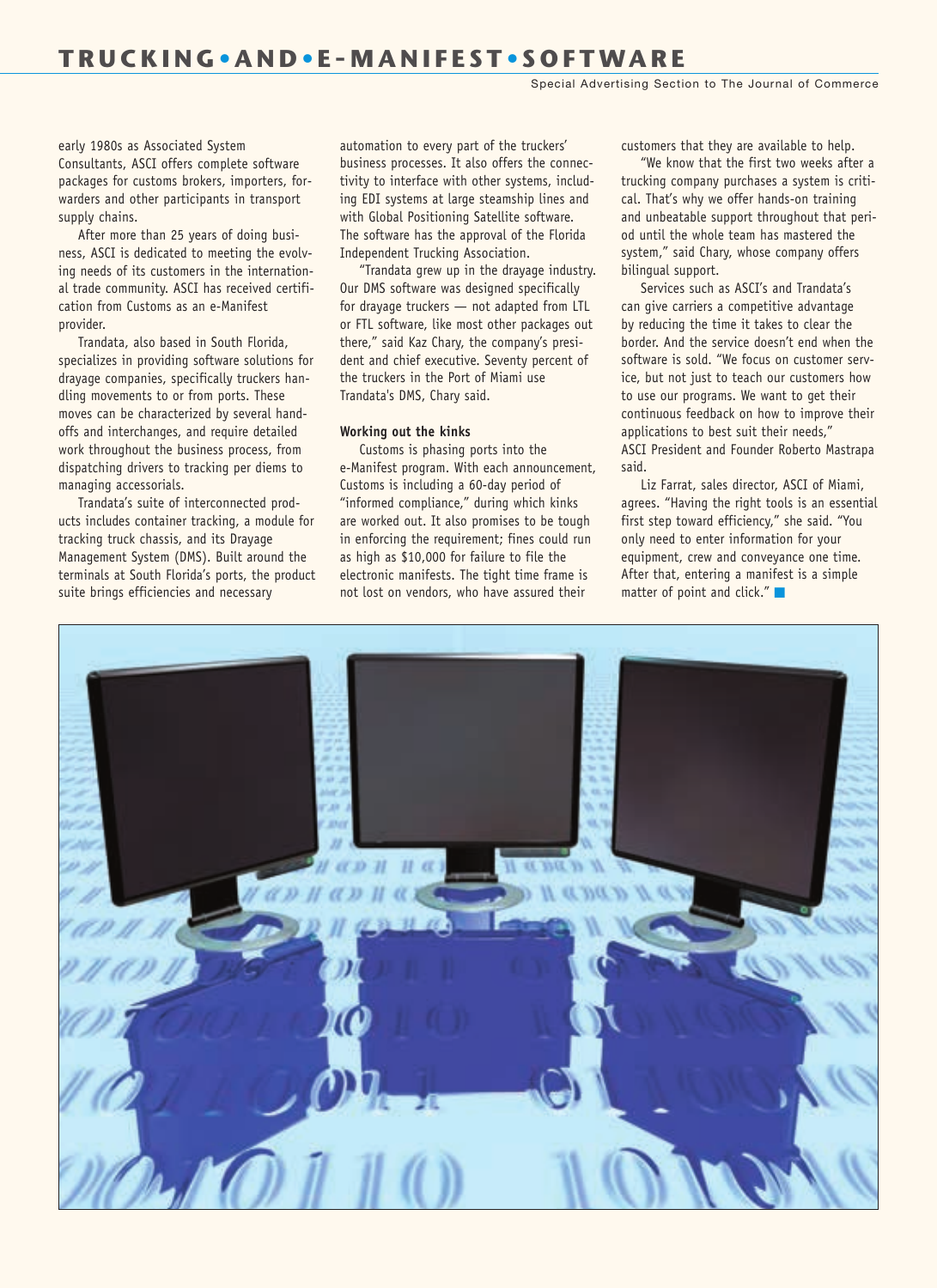early 1980s as Associated System Consultants, ASCI offers complete software packages for customs brokers, importers, forwarders and other participants in transport supply chains.

After more than 25 years of doing business, ASCI is dedicated to meeting the evolving needs of its customers in the international trade community. ASCI has received certification from Customs as an e-Manifest provider.

Trandata, also based in South Florida, specializes in providing software solutions for drayage companies, specifically truckers handling movements to or from ports. These moves can be characterized by several handoffs and interchanges, and require detailed work throughout the business process, from dispatching drivers to tracking per diems to managing accessorials.

Trandata's suite of interconnected products includes container tracking, a module for tracking truck chassis, and its Drayage Management System (DMS). Built around the terminals at South Florida's ports, the product suite brings efficiencies and necessary automation to every part of the truckers' business processes. It also offers the connectivity to interface with other systems, including EDI systems at large steamship lines and with Global Positioning Satellite software. The software has the approval of the Florida Independent Trucking Association.

"Trandata grew up in the drayage industry. Our DMS software was designed specifically for drayage truckers — not adapted from LTL or FTL software, like most other packages out there," said Kaz Chary, the company's president and chief executive. Seventy percent of the truckers in the Port of Miami use Trandata's DMS, Chary said.

**Working out the kinks**

Customs is phasing ports into the e-Manifest program. With each announcement, Customs is including a 60-day period of "informed compliance," during which kinks are worked out. It also promises to be tough in enforcing the requirement; fines could run as high as $10,000 for failure to file the electronic manifests. The tight time frame is not lost on vendors, who have assured their customers that they are available to help.

"We know that the first two weeks after a trucking company purchases a system is critical. That's why we offer hands-on training and unbeatable support throughout that period until the whole team has mastered the system," said Chary, whose company offers bilingual support.

Services such as ASCI's and Trandata's can give carriers a competitive advantage by reducing the time it takes to clear the border. And the service doesn't end when the software is sold. "We focus on customer service, but not just to teach our customers how to use our programs. We want to get their continuous feedback on how to improve their applications to best suit their needs," ASCI President and Founder Roberto Mastrapa said.

Liz Farrat, sales director, ASCI of Miami, agrees. "Having the right tools is an essential first step toward efficiency," she said. "You only need to enter information for your equipment, crew and conveyance one time. After that, entering a manifest is a simple matter of point and click." ■